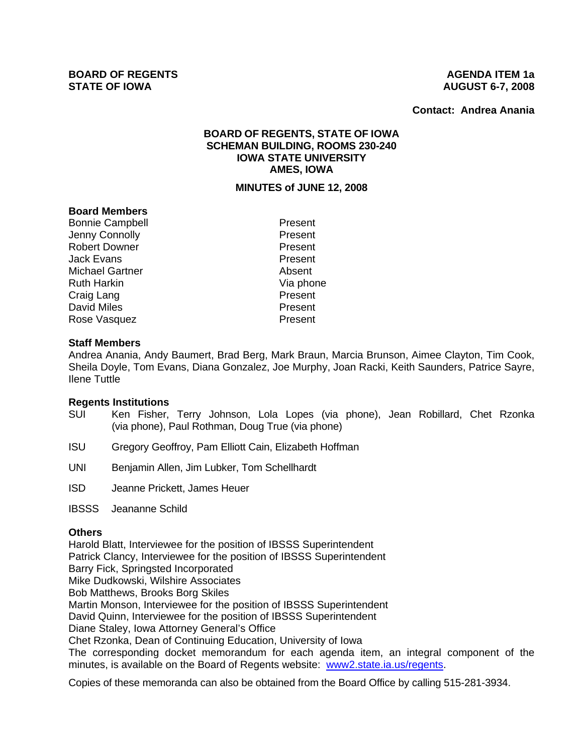**BOARD OF REGENTS**
**STATE OF IOWA**

**AGENDA ITEM 1a**
**AUGUST 6-7, 2008**

**Contact: Andrea Anania**

**BOARD OF REGENTS, STATE OF IOWA**
**SCHEMAN BUILDING, ROOMS 230-240**
**IOWA STATE UNIVERSITY**
**AMES, IOWA**

**MINUTES of JUNE 12, 2008**

**Board Members**

| | |
|---|---|
| Bonnie Campbell | Present |
| Jenny Connolly | Present |
| Robert Downer | Present |
| Jack Evans | Present |
| Michael Gartner | Absent |
| Ruth Harkin | Via phone |
| Craig Lang | Present |
| David Miles | Present |
| Rose Vasquez | Present |

**Staff Members**

Andrea Anania, Andy Baumert, Brad Berg, Mark Braun, Marcia Brunson, Aimee Clayton, Tim Cook, Sheila Doyle, Tom Evans, Diana Gonzalez, Joe Murphy, Joan Racki, Keith Saunders, Patrice Sayre, Ilene Tuttle

**Regents Institutions**

SUI Ken Fisher, Terry Johnson, Lola Lopes (via phone), Jean Robillard, Chet Rzonka (via phone), Paul Rothman, Doug True (via phone)

ISU Gregory Geoffroy, Pam Elliott Cain, Elizabeth Hoffman

UNI Benjamin Allen, Jim Lubker, Tom Schellhardt

ISD Jeanne Prickett, James Heuer

IBSSS Jeananne Schild

**Others**

Harold Blatt, Interviewee for the position of IBSSS Superintendent
Patrick Clancy, Interviewee for the position of IBSSS Superintendent
Barry Fick, Springsted Incorporated
Mike Dudkowski, Wilshire Associates
Bob Matthews, Brooks Borg Skiles
Martin Monson, Interviewee for the position of IBSSS Superintendent
David Quinn, Interviewee for the position of IBSSS Superintendent
Diane Staley, Iowa Attorney General's Office
Chet Rzonka, Dean of Continuing Education, University of Iowa

The corresponding docket memorandum for each agenda item, an integral component of the minutes, is available on the Board of Regents website: [www2.state.ia.us/regents](www2.state.ia.us/regents).

Copies of these memoranda can also be obtained from the Board Office by calling 515-281-3934.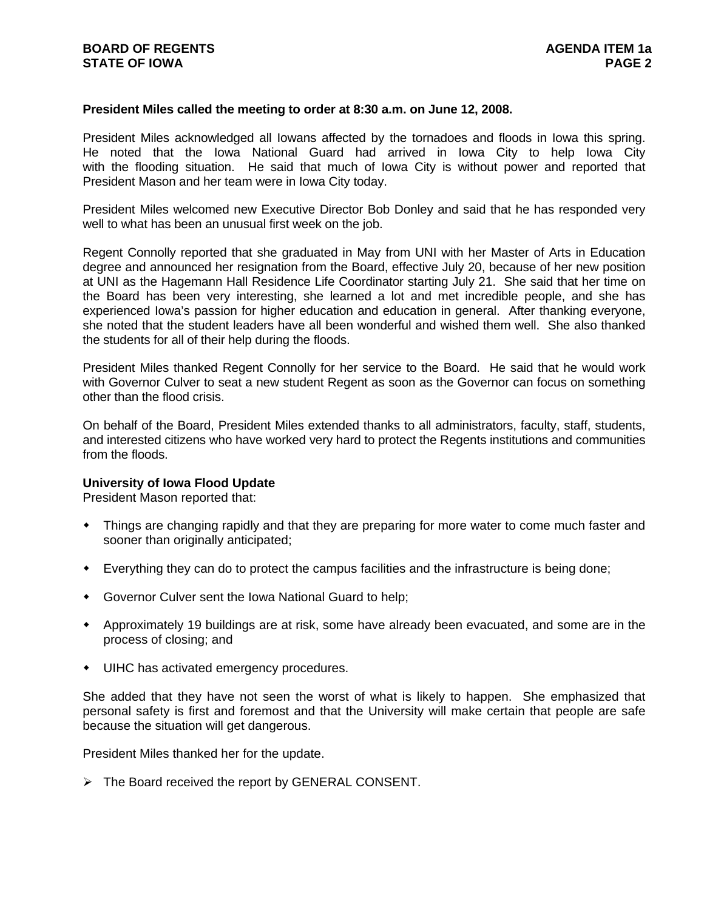**President Miles called the meeting to order at 8:30 a.m. on June 12, 2008.**

President Miles acknowledged all Iowans affected by the tornadoes and floods in Iowa this spring. He noted that the Iowa National Guard had arrived in Iowa City to help Iowa City with the flooding situation. He said that much of Iowa City is without power and reported that President Mason and her team were in Iowa City today.

President Miles welcomed new Executive Director Bob Donley and said that he has responded very well to what has been an unusual first week on the job.

Regent Connolly reported that she graduated in May from UNI with her Master of Arts in Education degree and announced her resignation from the Board, effective July 20, because of her new position at UNI as the Hagemann Hall Residence Life Coordinator starting July 21. She said that her time on the Board has been very interesting, she learned a lot and met incredible people, and she has experienced Iowa's passion for higher education and education in general. After thanking everyone, she noted that the student leaders have all been wonderful and wished them well. She also thanked the students for all of their help during the floods.

President Miles thanked Regent Connolly for her service to the Board. He said that he would work with Governor Culver to seat a new student Regent as soon as the Governor can focus on something other than the flood crisis.

On behalf of the Board, President Miles extended thanks to all administrators, faculty, staff, students, and interested citizens who have worked very hard to protect the Regents institutions and communities from the floods.

**University of Iowa Flood Update**
President Mason reported that:

- Things are changing rapidly and that they are preparing for more water to come much faster and sooner than originally anticipated;
- Everything they can do to protect the campus facilities and the infrastructure is being done;
- Governor Culver sent the Iowa National Guard to help;
- Approximately 19 buildings are at risk, some have already been evacuated, and some are in the process of closing; and
- UIHC has activated emergency procedures.

She added that they have not seen the worst of what is likely to happen. She emphasized that personal safety is first and foremost and that the University will make certain that people are safe because the situation will get dangerous.

President Miles thanked her for the update.

- The Board received the report by GENERAL CONSENT.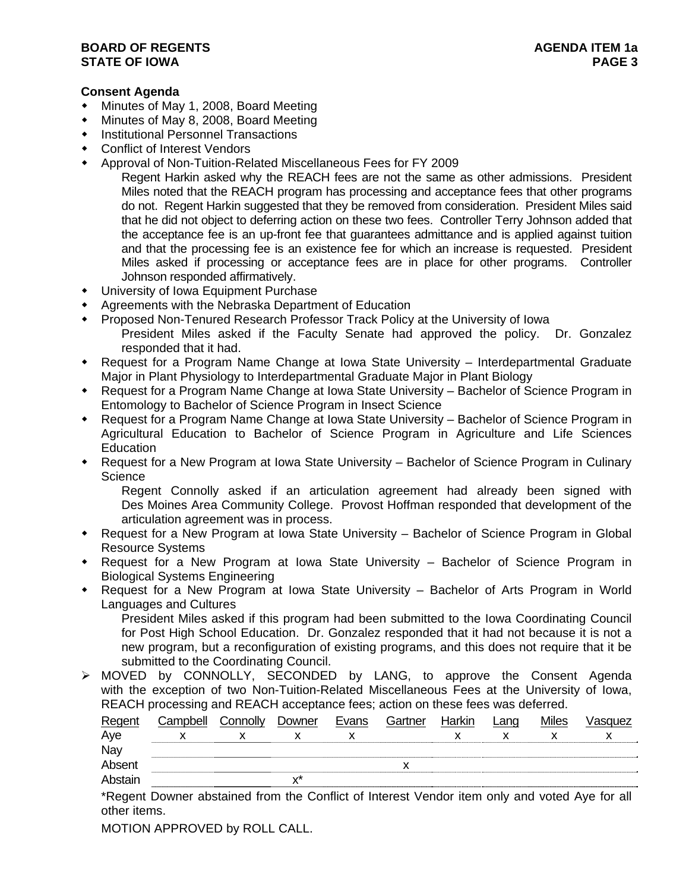**Consent Agenda**

- Minutes of May 1, 2008, Board Meeting
- Minutes of May 8, 2008, Board Meeting
- Institutional Personnel Transactions
- Conflict of Interest Vendors
- Approval of Non-Tuition-Related Miscellaneous Fees for FY 2009

  Regent Harkin asked why the REACH fees are not the same as other admissions. President Miles noted that the REACH program has processing and acceptance fees that other programs do not. Regent Harkin suggested that they be removed from consideration. President Miles said that he did not object to deferring action on these two fees. Controller Terry Johnson added that the acceptance fee is an up-front fee that guarantees admittance and is applied against tuition and that the processing fee is an existence fee for which an increase is requested. President Miles asked if processing or acceptance fees are in place for other programs. Controller Johnson responded affirmatively.
- University of Iowa Equipment Purchase
- Agreements with the Nebraska Department of Education
- Proposed Non-Tenured Research Professor Track Policy at the University of Iowa

  President Miles asked if the Faculty Senate had approved the policy. Dr. Gonzalez responded that it had.
- Request for a Program Name Change at Iowa State University – Interdepartmental Graduate Major in Plant Physiology to Interdepartmental Graduate Major in Plant Biology
- Request for a Program Name Change at Iowa State University – Bachelor of Science Program in Entomology to Bachelor of Science Program in Insect Science
- Request for a Program Name Change at Iowa State University – Bachelor of Science Program in Agricultural Education to Bachelor of Science Program in Agriculture and Life Sciences Education
- Request for a New Program at Iowa State University – Bachelor of Science Program in Culinary Science

  Regent Connolly asked if an articulation agreement had already been signed with Des Moines Area Community College. Provost Hoffman responded that development of the articulation agreement was in process.
- Request for a New Program at Iowa State University – Bachelor of Science Program in Global Resource Systems
- Request for a New Program at Iowa State University – Bachelor of Science Program in Biological Systems Engineering
- Request for a New Program at Iowa State University – Bachelor of Arts Program in World Languages and Cultures

  President Miles asked if this program had been submitted to the Iowa Coordinating Council for Post High School Education. Dr. Gonzalez responded that it had not because it is not a new program, but a reconfiguration of existing programs, and this does not require that it be submitted to the Coordinating Council.

➢ MOVED by CONNOLLY, SECONDED by LANG, to approve the Consent Agenda with the exception of two Non-Tuition-Related Miscellaneous Fees at the University of Iowa, REACH processing and REACH acceptance fees; action on these fees was deferred.

| Regent | Campbell | Connolly | Downer | Evans | Gartner | Harkin | Lang | Miles | Vasquez |
|---|---|---|---|---|---|---|---|---|---|
| Aye | x | x | x | x | | x | x | x | x |
| Nay | | | | | | | | | |
| Absent | | | | | x | | | | |
| Abstain | | | x* | | | | | | |

*Regent Downer abstained from the Conflict of Interest Vendor item only and voted Aye for all other items.

MOTION APPROVED by ROLL CALL.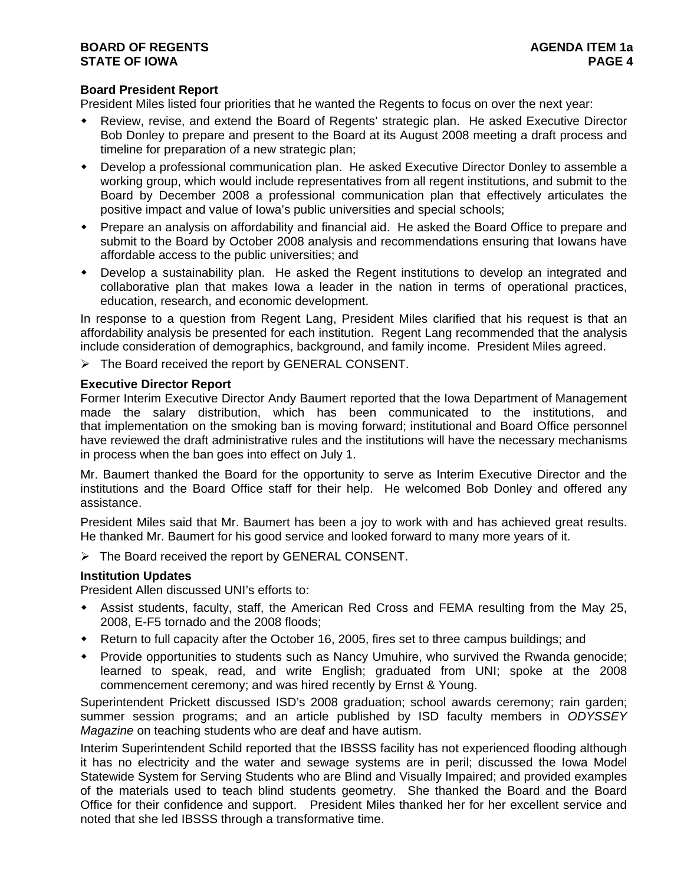**Board President Report**

President Miles listed four priorities that he wanted the Regents to focus on over the next year:

- Review, revise, and extend the Board of Regents' strategic plan. He asked Executive Director Bob Donley to prepare and present to the Board at its August 2008 meeting a draft process and timeline for preparation of a new strategic plan;
- Develop a professional communication plan. He asked Executive Director Donley to assemble a working group, which would include representatives from all regent institutions, and submit to the Board by December 2008 a professional communication plan that effectively articulates the positive impact and value of Iowa's public universities and special schools;
- Prepare an analysis on affordability and financial aid. He asked the Board Office to prepare and submit to the Board by October 2008 analysis and recommendations ensuring that Iowans have affordable access to the public universities; and
- Develop a sustainability plan. He asked the Regent institutions to develop an integrated and collaborative plan that makes Iowa a leader in the nation in terms of operational practices, education, research, and economic development.

In response to a question from Regent Lang, President Miles clarified that his request is that an affordability analysis be presented for each institution. Regent Lang recommended that the analysis include consideration of demographics, background, and family income. President Miles agreed.

- The Board received the report by GENERAL CONSENT.

**Executive Director Report**

Former Interim Executive Director Andy Baumert reported that the Iowa Department of Management made the salary distribution, which has been communicated to the institutions, and that implementation on the smoking ban is moving forward; institutional and Board Office personnel have reviewed the draft administrative rules and the institutions will have the necessary mechanisms in process when the ban goes into effect on July 1.

Mr. Baumert thanked the Board for the opportunity to serve as Interim Executive Director and the institutions and the Board Office staff for their help. He welcomed Bob Donley and offered any assistance.

President Miles said that Mr. Baumert has been a joy to work with and has achieved great results. He thanked Mr. Baumert for his good service and looked forward to many more years of it.

- The Board received the report by GENERAL CONSENT.

**Institution Updates**

President Allen discussed UNI's efforts to:

- Assist students, faculty, staff, the American Red Cross and FEMA resulting from the May 25, 2008, E-F5 tornado and the 2008 floods;
- Return to full capacity after the October 16, 2005, fires set to three campus buildings; and
- Provide opportunities to students such as Nancy Umuhire, who survived the Rwanda genocide; learned to speak, read, and write English; graduated from UNI; spoke at the 2008 commencement ceremony; and was hired recently by Ernst & Young.

Superintendent Prickett discussed ISD's 2008 graduation; school awards ceremony; rain garden; summer session programs; and an article published by ISD faculty members in *ODYSSEY Magazine* on teaching students who are deaf and have autism.

Interim Superintendent Schild reported that the IBSSS facility has not experienced flooding although it has no electricity and the water and sewage systems are in peril; discussed the Iowa Model Statewide System for Serving Students who are Blind and Visually Impaired; and provided examples of the materials used to teach blind students geometry. She thanked the Board and the Board Office for their confidence and support. President Miles thanked her for her excellent service and noted that she led IBSSS through a transformative time.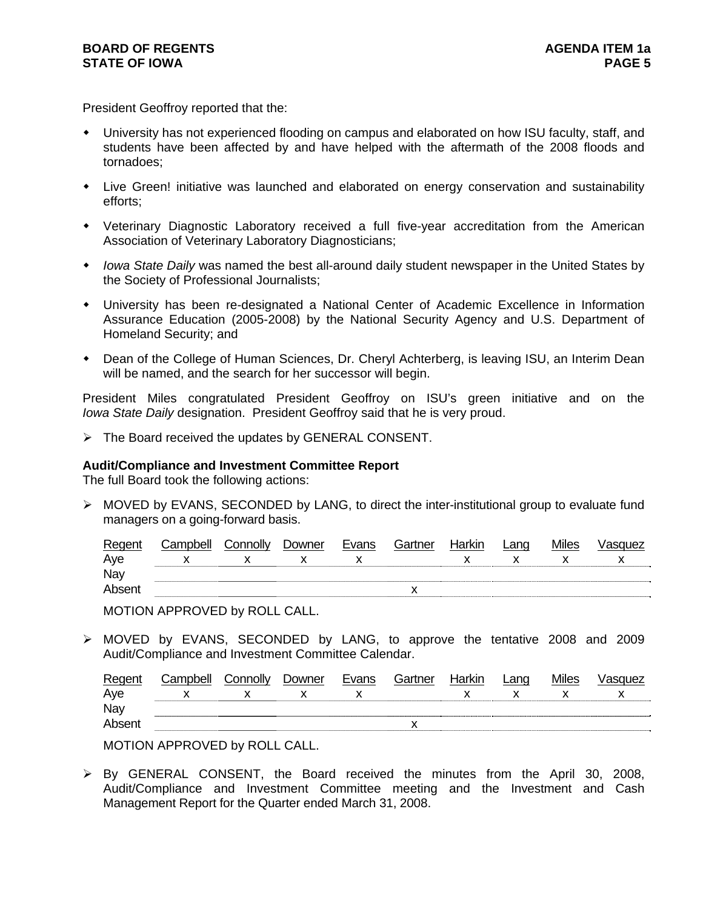President Geoffroy reported that the:

- University has not experienced flooding on campus and elaborated on how ISU faculty, staff, and students have been affected by and have helped with the aftermath of the 2008 floods and tornadoes;
- Live Green! initiative was launched and elaborated on energy conservation and sustainability efforts;
- Veterinary Diagnostic Laboratory received a full five-year accreditation from the American Association of Veterinary Laboratory Diagnosticians;
- *Iowa State Daily* was named the best all-around daily student newspaper in the United States by the Society of Professional Journalists;
- University has been re-designated a National Center of Academic Excellence in Information Assurance Education (2005-2008) by the National Security Agency and U.S. Department of Homeland Security; and
- Dean of the College of Human Sciences, Dr. Cheryl Achterberg, is leaving ISU, an Interim Dean will be named, and the search for her successor will begin.

President Miles congratulated President Geoffroy on ISU's green initiative and on the *Iowa State Daily* designation. President Geoffroy said that he is very proud.

➢ The Board received the updates by GENERAL CONSENT.

**Audit/Compliance and Investment Committee Report**
The full Board took the following actions:

➢ MOVED by EVANS, SECONDED by LANG, to direct the inter-institutional group to evaluate fund managers on a going-forward basis.

| Regent | Campbell | Connolly | Downer | Evans | Gartner | Harkin | Lang | Miles | Vasquez |
|---|---|---|---|---|---|---|---|---|---|
| Aye | x | x | x | x | | x | x | x | x |
| Nay | | | | | | | | | |
| Absent | | | | | x | | | | |

MOTION APPROVED by ROLL CALL.

➢ MOVED by EVANS, SECONDED by LANG, to approve the tentative 2008 and 2009 Audit/Compliance and Investment Committee Calendar.

| Regent | Campbell | Connolly | Downer | Evans | Gartner | Harkin | Lang | Miles | Vasquez |
|---|---|---|---|---|---|---|---|---|---|
| Aye | x | x | x | x | | x | x | x | x |
| Nay | | | | | | | | | |
| Absent | | | | | x | | | | |

MOTION APPROVED by ROLL CALL.

➢ By GENERAL CONSENT, the Board received the minutes from the April 30, 2008, Audit/Compliance and Investment Committee meeting and the Investment and Cash Management Report for the Quarter ended March 31, 2008.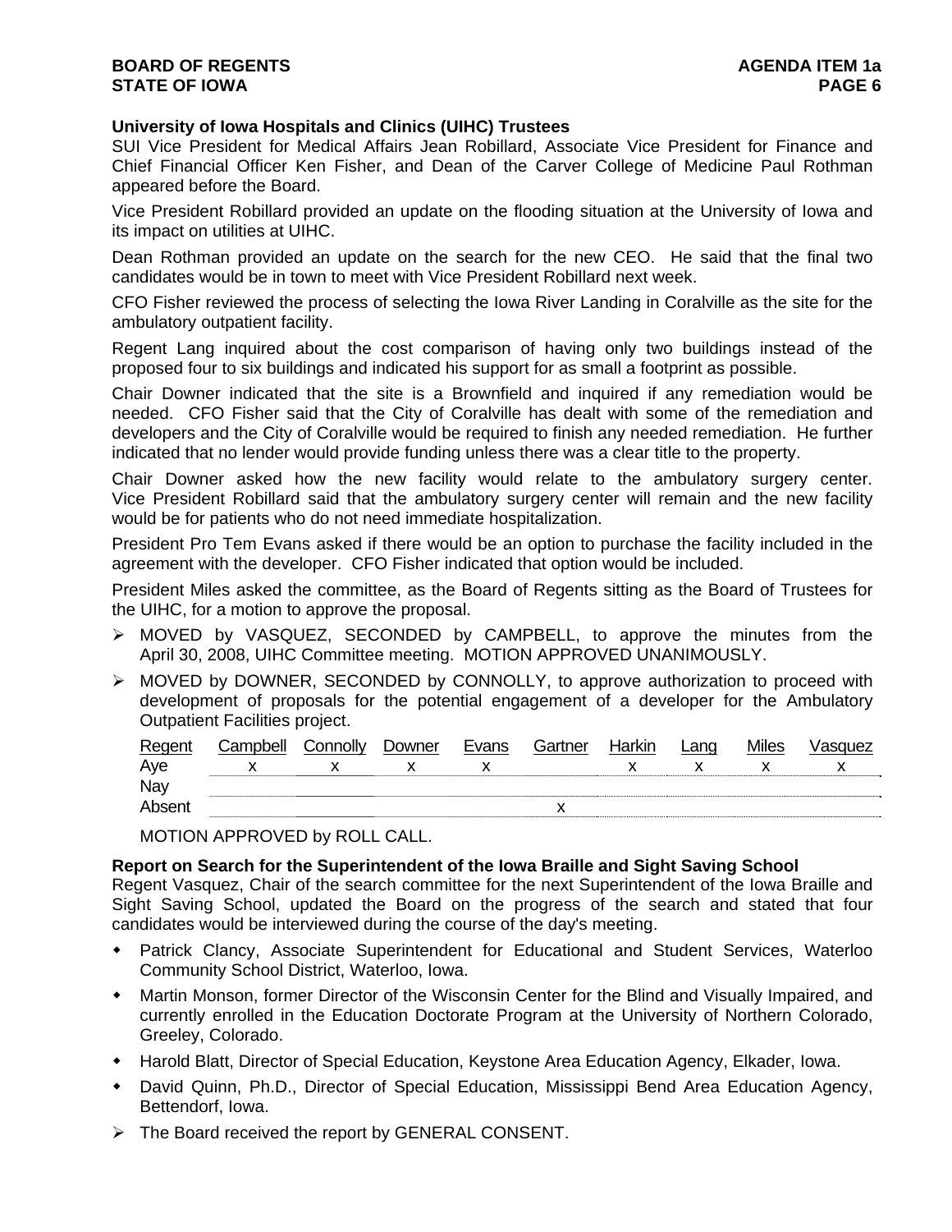**University of Iowa Hospitals and Clinics (UIHC) Trustees**

SUI Vice President for Medical Affairs Jean Robillard, Associate Vice President for Finance and Chief Financial Officer Ken Fisher, and Dean of the Carver College of Medicine Paul Rothman appeared before the Board.

Vice President Robillard provided an update on the flooding situation at the University of Iowa and its impact on utilities at UIHC.

Dean Rothman provided an update on the search for the new CEO. He said that the final two candidates would be in town to meet with Vice President Robillard next week.

CFO Fisher reviewed the process of selecting the Iowa River Landing in Coralville as the site for the ambulatory outpatient facility.

Regent Lang inquired about the cost comparison of having only two buildings instead of the proposed four to six buildings and indicated his support for as small a footprint as possible.

Chair Downer indicated that the site is a Brownfield and inquired if any remediation would be needed. CFO Fisher said that the City of Coralville has dealt with some of the remediation and developers and the City of Coralville would be required to finish any needed remediation. He further indicated that no lender would provide funding unless there was a clear title to the property.

Chair Downer asked how the new facility would relate to the ambulatory surgery center. Vice President Robillard said that the ambulatory surgery center will remain and the new facility would be for patients who do not need immediate hospitalization.

President Pro Tem Evans asked if there would be an option to purchase the facility included in the agreement with the developer. CFO Fisher indicated that option would be included.

President Miles asked the committee, as the Board of Regents sitting as the Board of Trustees for the UIHC, for a motion to approve the proposal.

- ➢ MOVED by VASQUEZ, SECONDED by CAMPBELL, to approve the minutes from the April 30, 2008, UIHC Committee meeting. MOTION APPROVED UNANIMOUSLY.
- ➢ MOVED by DOWNER, SECONDED by CONNOLLY, to approve authorization to proceed with development of proposals for the potential engagement of a developer for the Ambulatory Outpatient Facilities project.

| Regent | Campbell | Connolly | Downer | Evans | Gartner | Harkin | Lang | Miles | Vasquez |
|---|---|---|---|---|---|---|---|---|---|
| Aye | x | x | x | x | | x | x | x | x |
| Nay | | | | | | | | | |
| Absent | | | | | x | | | | |

MOTION APPROVED by ROLL CALL.

**Report on Search for the Superintendent of the Iowa Braille and Sight Saving School**

Regent Vasquez, Chair of the search committee for the next Superintendent of the Iowa Braille and Sight Saving School, updated the Board on the progress of the search and stated that four candidates would be interviewed during the course of the day's meeting.

- Patrick Clancy, Associate Superintendent for Educational and Student Services, Waterloo Community School District, Waterloo, Iowa.
- Martin Monson, former Director of the Wisconsin Center for the Blind and Visually Impaired, and currently enrolled in the Education Doctorate Program at the University of Northern Colorado, Greeley, Colorado.
- Harold Blatt, Director of Special Education, Keystone Area Education Agency, Elkader, Iowa.
- David Quinn, Ph.D., Director of Special Education, Mississippi Bend Area Education Agency, Bettendorf, Iowa.

- ➢ The Board received the report by GENERAL CONSENT.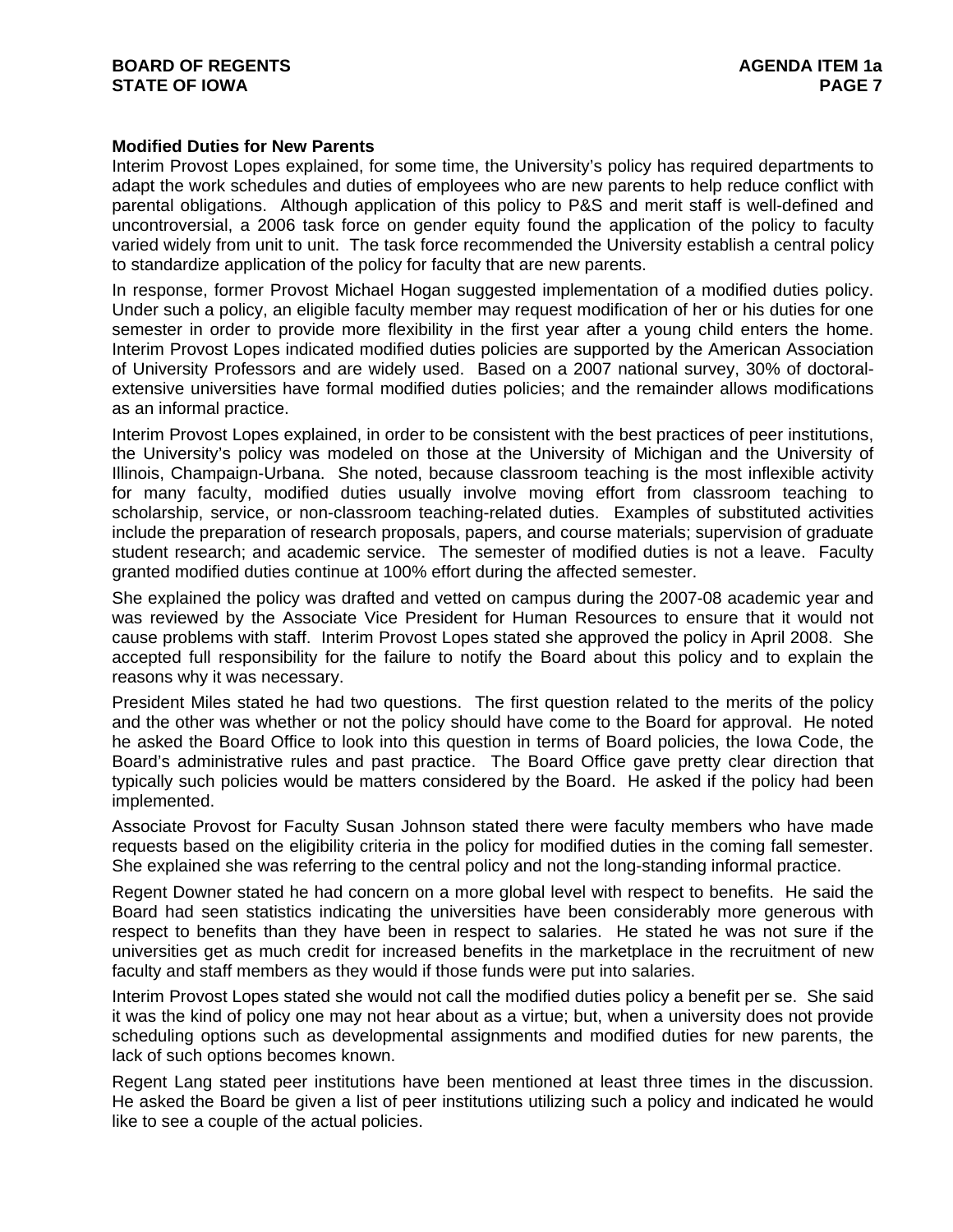**Modified Duties for New Parents**

Interim Provost Lopes explained, for some time, the University's policy has required departments to adapt the work schedules and duties of employees who are new parents to help reduce conflict with parental obligations. Although application of this policy to P&S and merit staff is well-defined and uncontroversial, a 2006 task force on gender equity found the application of the policy to faculty varied widely from unit to unit. The task force recommended the University establish a central policy to standardize application of the policy for faculty that are new parents.

In response, former Provost Michael Hogan suggested implementation of a modified duties policy. Under such a policy, an eligible faculty member may request modification of her or his duties for one semester in order to provide more flexibility in the first year after a young child enters the home. Interim Provost Lopes indicated modified duties policies are supported by the American Association of University Professors and are widely used. Based on a 2007 national survey, 30% of doctoral-extensive universities have formal modified duties policies; and the remainder allows modifications as an informal practice.

Interim Provost Lopes explained, in order to be consistent with the best practices of peer institutions, the University's policy was modeled on those at the University of Michigan and the University of Illinois, Champaign-Urbana. She noted, because classroom teaching is the most inflexible activity for many faculty, modified duties usually involve moving effort from classroom teaching to scholarship, service, or non-classroom teaching-related duties. Examples of substituted activities include the preparation of research proposals, papers, and course materials; supervision of graduate student research; and academic service. The semester of modified duties is not a leave. Faculty granted modified duties continue at 100% effort during the affected semester.

She explained the policy was drafted and vetted on campus during the 2007-08 academic year and was reviewed by the Associate Vice President for Human Resources to ensure that it would not cause problems with staff. Interim Provost Lopes stated she approved the policy in April 2008. She accepted full responsibility for the failure to notify the Board about this policy and to explain the reasons why it was necessary.

President Miles stated he had two questions. The first question related to the merits of the policy and the other was whether or not the policy should have come to the Board for approval. He noted he asked the Board Office to look into this question in terms of Board policies, the Iowa Code, the Board's administrative rules and past practice. The Board Office gave pretty clear direction that typically such policies would be matters considered by the Board. He asked if the policy had been implemented.

Associate Provost for Faculty Susan Johnson stated there were faculty members who have made requests based on the eligibility criteria in the policy for modified duties in the coming fall semester. She explained she was referring to the central policy and not the long-standing informal practice.

Regent Downer stated he had concern on a more global level with respect to benefits. He said the Board had seen statistics indicating the universities have been considerably more generous with respect to benefits than they have been in respect to salaries. He stated he was not sure if the universities get as much credit for increased benefits in the marketplace in the recruitment of new faculty and staff members as they would if those funds were put into salaries.

Interim Provost Lopes stated she would not call the modified duties policy a benefit per se. She said it was the kind of policy one may not hear about as a virtue; but, when a university does not provide scheduling options such as developmental assignments and modified duties for new parents, the lack of such options becomes known.

Regent Lang stated peer institutions have been mentioned at least three times in the discussion. He asked the Board be given a list of peer institutions utilizing such a policy and indicated he would like to see a couple of the actual policies.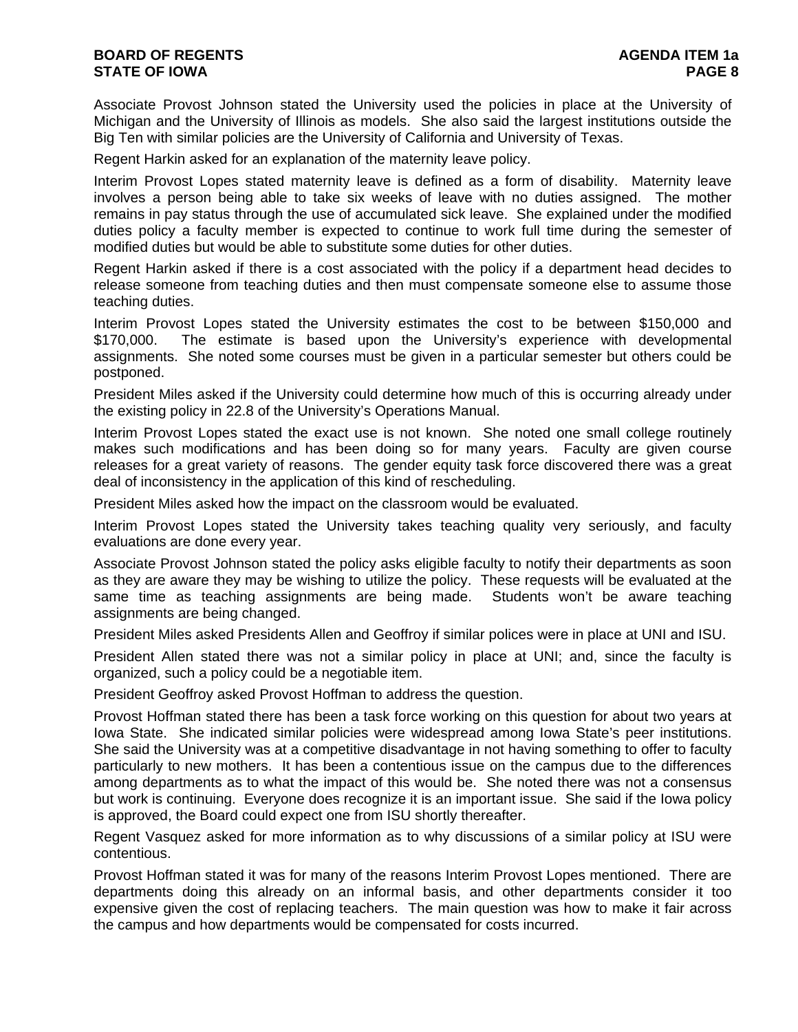Associate Provost Johnson stated the University used the policies in place at the University of Michigan and the University of Illinois as models. She also said the largest institutions outside the Big Ten with similar policies are the University of California and University of Texas.

Regent Harkin asked for an explanation of the maternity leave policy.

Interim Provost Lopes stated maternity leave is defined as a form of disability. Maternity leave involves a person being able to take six weeks of leave with no duties assigned. The mother remains in pay status through the use of accumulated sick leave. She explained under the modified duties policy a faculty member is expected to continue to work full time during the semester of modified duties but would be able to substitute some duties for other duties.

Regent Harkin asked if there is a cost associated with the policy if a department head decides to release someone from teaching duties and then must compensate someone else to assume those teaching duties.

Interim Provost Lopes stated the University estimates the cost to be between $150,000 and $170,000. The estimate is based upon the University's experience with developmental assignments. She noted some courses must be given in a particular semester but others could be postponed.

President Miles asked if the University could determine how much of this is occurring already under the existing policy in 22.8 of the University's Operations Manual.

Interim Provost Lopes stated the exact use is not known. She noted one small college routinely makes such modifications and has been doing so for many years. Faculty are given course releases for a great variety of reasons. The gender equity task force discovered there was a great deal of inconsistency in the application of this kind of rescheduling.

President Miles asked how the impact on the classroom would be evaluated.

Interim Provost Lopes stated the University takes teaching quality very seriously, and faculty evaluations are done every year.

Associate Provost Johnson stated the policy asks eligible faculty to notify their departments as soon as they are aware they may be wishing to utilize the policy. These requests will be evaluated at the same time as teaching assignments are being made. Students won't be aware teaching assignments are being changed.

President Miles asked Presidents Allen and Geoffroy if similar polices were in place at UNI and ISU.

President Allen stated there was not a similar policy in place at UNI; and, since the faculty is organized, such a policy could be a negotiable item.

President Geoffroy asked Provost Hoffman to address the question.

Provost Hoffman stated there has been a task force working on this question for about two years at Iowa State. She indicated similar policies were widespread among Iowa State's peer institutions. She said the University was at a competitive disadvantage in not having something to offer to faculty particularly to new mothers. It has been a contentious issue on the campus due to the differences among departments as to what the impact of this would be. She noted there was not a consensus but work is continuing. Everyone does recognize it is an important issue. She said if the Iowa policy is approved, the Board could expect one from ISU shortly thereafter.

Regent Vasquez asked for more information as to why discussions of a similar policy at ISU were contentious.

Provost Hoffman stated it was for many of the reasons Interim Provost Lopes mentioned. There are departments doing this already on an informal basis, and other departments consider it too expensive given the cost of replacing teachers. The main question was how to make it fair across the campus and how departments would be compensated for costs incurred.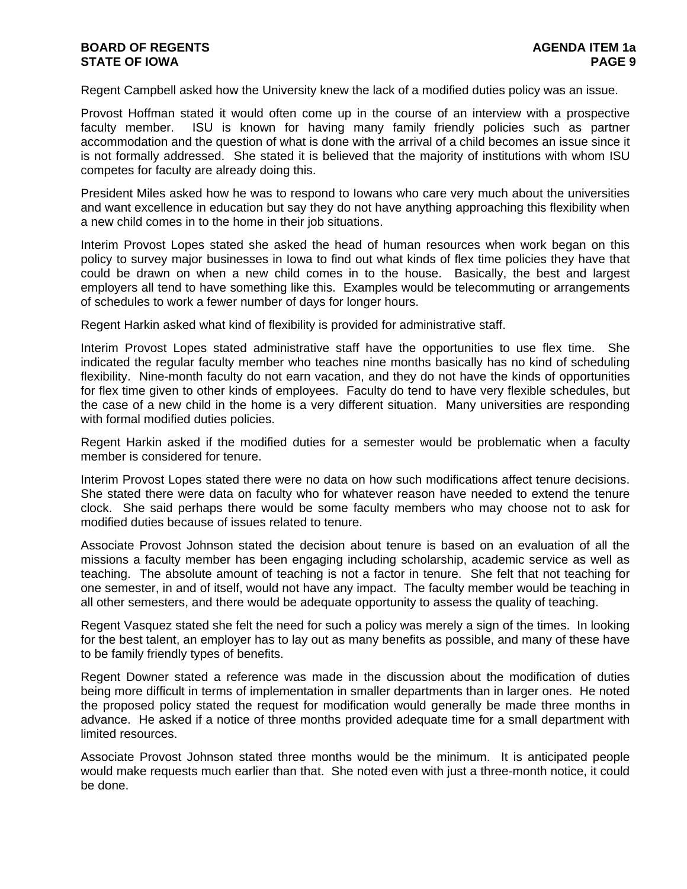Regent Campbell asked how the University knew the lack of a modified duties policy was an issue.

Provost Hoffman stated it would often come up in the course of an interview with a prospective faculty member. ISU is known for having many family friendly policies such as partner accommodation and the question of what is done with the arrival of a child becomes an issue since it is not formally addressed. She stated it is believed that the majority of institutions with whom ISU competes for faculty are already doing this.

President Miles asked how he was to respond to Iowans who care very much about the universities and want excellence in education but say they do not have anything approaching this flexibility when a new child comes in to the home in their job situations.

Interim Provost Lopes stated she asked the head of human resources when work began on this policy to survey major businesses in Iowa to find out what kinds of flex time policies they have that could be drawn on when a new child comes in to the house. Basically, the best and largest employers all tend to have something like this. Examples would be telecommuting or arrangements of schedules to work a fewer number of days for longer hours.

Regent Harkin asked what kind of flexibility is provided for administrative staff.

Interim Provost Lopes stated administrative staff have the opportunities to use flex time. She indicated the regular faculty member who teaches nine months basically has no kind of scheduling flexibility. Nine-month faculty do not earn vacation, and they do not have the kinds of opportunities for flex time given to other kinds of employees. Faculty do tend to have very flexible schedules, but the case of a new child in the home is a very different situation. Many universities are responding with formal modified duties policies.

Regent Harkin asked if the modified duties for a semester would be problematic when a faculty member is considered for tenure.

Interim Provost Lopes stated there were no data on how such modifications affect tenure decisions. She stated there were data on faculty who for whatever reason have needed to extend the tenure clock. She said perhaps there would be some faculty members who may choose not to ask for modified duties because of issues related to tenure.

Associate Provost Johnson stated the decision about tenure is based on an evaluation of all the missions a faculty member has been engaging including scholarship, academic service as well as teaching. The absolute amount of teaching is not a factor in tenure. She felt that not teaching for one semester, in and of itself, would not have any impact. The faculty member would be teaching in all other semesters, and there would be adequate opportunity to assess the quality of teaching.

Regent Vasquez stated she felt the need for such a policy was merely a sign of the times. In looking for the best talent, an employer has to lay out as many benefits as possible, and many of these have to be family friendly types of benefits.

Regent Downer stated a reference was made in the discussion about the modification of duties being more difficult in terms of implementation in smaller departments than in larger ones. He noted the proposed policy stated the request for modification would generally be made three months in advance. He asked if a notice of three months provided adequate time for a small department with limited resources.

Associate Provost Johnson stated three months would be the minimum. It is anticipated people would make requests much earlier than that. She noted even with just a three-month notice, it could be done.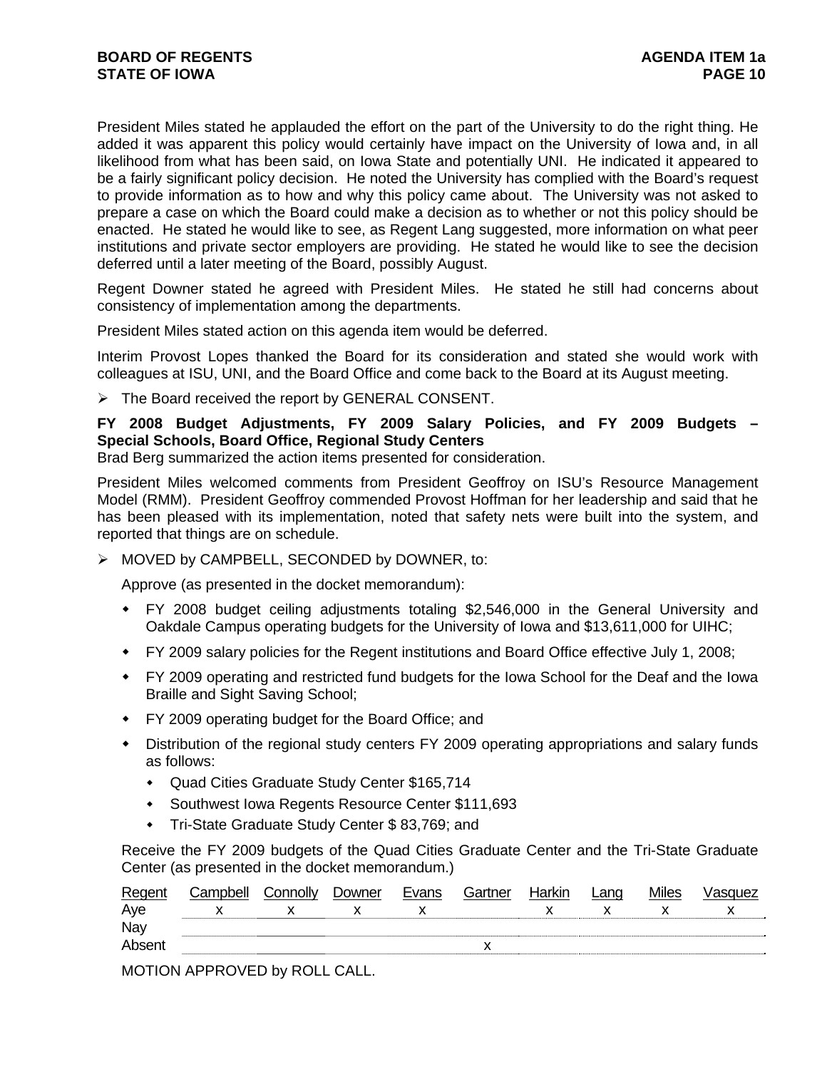President Miles stated he applauded the effort on the part of the University to do the right thing. He added it was apparent this policy would certainly have impact on the University of Iowa and, in all likelihood from what has been said, on Iowa State and potentially UNI. He indicated it appeared to be a fairly significant policy decision. He noted the University has complied with the Board's request to provide information as to how and why this policy came about. The University was not asked to prepare a case on which the Board could make a decision as to whether or not this policy should be enacted. He stated he would like to see, as Regent Lang suggested, more information on what peer institutions and private sector employers are providing. He stated he would like to see the decision deferred until a later meeting of the Board, possibly August.

Regent Downer stated he agreed with President Miles. He stated he still had concerns about consistency of implementation among the departments.

President Miles stated action on this agenda item would be deferred.

Interim Provost Lopes thanked the Board for its consideration and stated she would work with colleagues at ISU, UNI, and the Board Office and come back to the Board at its August meeting.

- The Board received the report by GENERAL CONSENT.

**FY 2008 Budget Adjustments, FY 2009 Salary Policies, and FY 2009 Budgets – Special Schools, Board Office, Regional Study Centers**
Brad Berg summarized the action items presented for consideration.

President Miles welcomed comments from President Geoffroy on ISU's Resource Management Model (RMM). President Geoffroy commended Provost Hoffman for her leadership and said that he has been pleased with its implementation, noted that safety nets were built into the system, and reported that things are on schedule.

- MOVED by CAMPBELL, SECONDED by DOWNER, to:

  Approve (as presented in the docket memorandum):

  - FY 2008 budget ceiling adjustments totaling $2,546,000 in the General University and Oakdale Campus operating budgets for the University of Iowa and $13,611,000 for UIHC;
  - FY 2009 salary policies for the Regent institutions and Board Office effective July 1, 2008;
  - FY 2009 operating and restricted fund budgets for the Iowa School for the Deaf and the Iowa Braille and Sight Saving School;
  - FY 2009 operating budget for the Board Office; and
  - Distribution of the regional study centers FY 2009 operating appropriations and salary funds as follows:
    - Quad Cities Graduate Study Center $165,714
    - Southwest Iowa Regents Resource Center $111,693
    - Tri-State Graduate Study Center $ 83,769; and

  Receive the FY 2009 budgets of the Quad Cities Graduate Center and the Tri-State Graduate Center (as presented in the docket memorandum.)

| Regent | Campbell | Connolly | Downer | Evans | Gartner | Harkin | Lang | Miles | Vasquez |
|---|---|---|---|---|---|---|---|---|---|
| Aye | x | x | x | x | | x | x | x | x |
| Nay | | | | | | | | | |
| Absent | | | | | x | | | | |

MOTION APPROVED by ROLL CALL.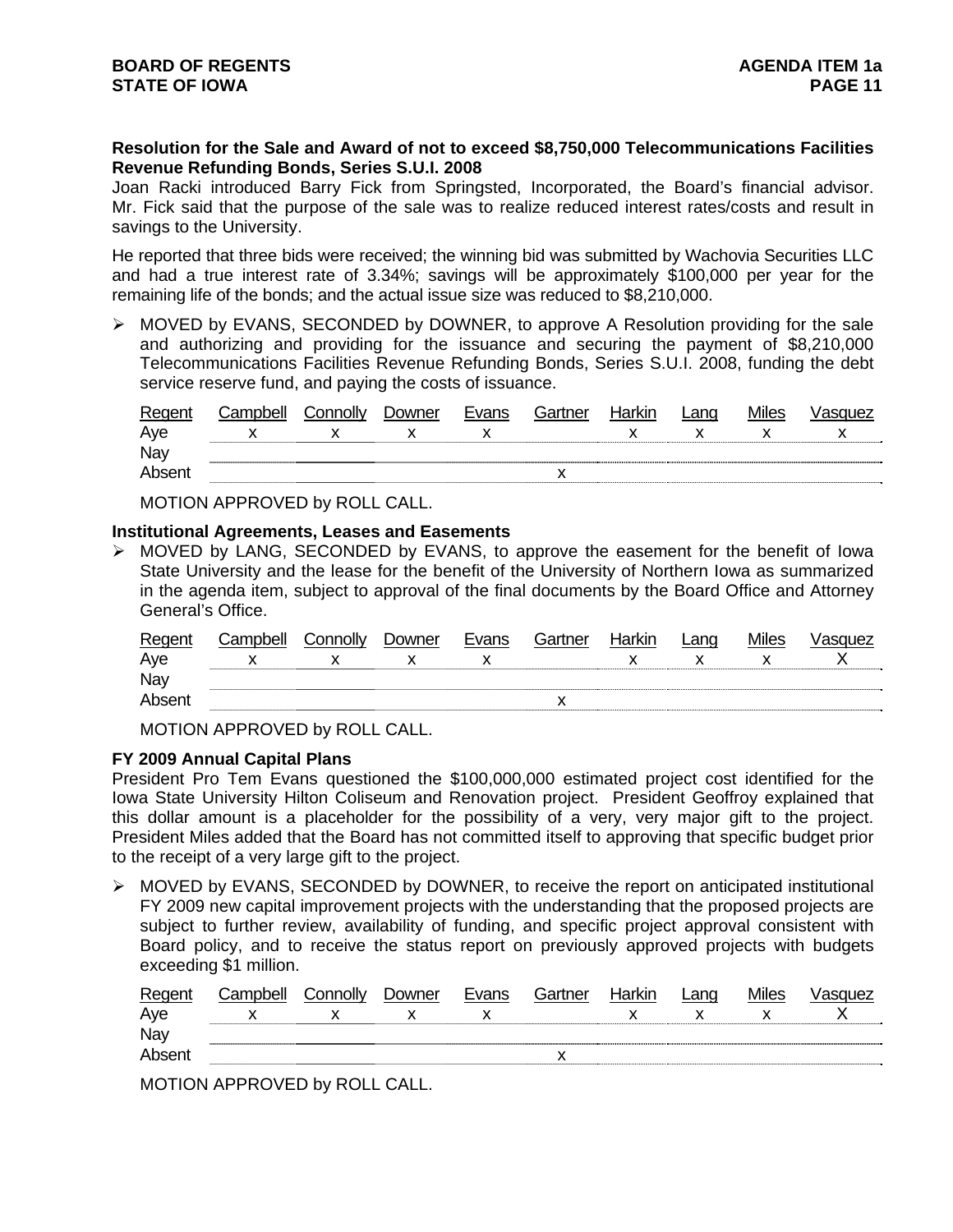**Resolution for the Sale and Award of not to exceed $8,750,000 Telecommunications Facilities Revenue Refunding Bonds, Series S.U.I. 2008**

Joan Racki introduced Barry Fick from Springsted, Incorporated, the Board's financial advisor. Mr. Fick said that the purpose of the sale was to realize reduced interest rates/costs and result in savings to the University.

He reported that three bids were received; the winning bid was submitted by Wachovia Securities LLC and had a true interest rate of 3.34%; savings will be approximately $100,000 per year for the remaining life of the bonds; and the actual issue size was reduced to $8,210,000.

- MOVED by EVANS, SECONDED by DOWNER, to approve A Resolution providing for the sale and authorizing and providing for the issuance and securing the payment of $8,210,000 Telecommunications Facilities Revenue Refunding Bonds, Series S.U.I. 2008, funding the debt service reserve fund, and paying the costs of issuance.

| Regent | Campbell | Connolly | Downer | Evans | Gartner | Harkin | Lang | Miles | Vasquez |
|---|---|---|---|---|---|---|---|---|---|
| Aye | x | x | x | x | | x | x | x | x |
| Nay | | | | | | | | | |
| Absent | | | | | x | | | | |

MOTION APPROVED by ROLL CALL.

**Institutional Agreements, Leases and Easements**

- MOVED by LANG, SECONDED by EVANS, to approve the easement for the benefit of Iowa State University and the lease for the benefit of the University of Northern Iowa as summarized in the agenda item, subject to approval of the final documents by the Board Office and Attorney General's Office.

| Regent | Campbell | Connolly | Downer | Evans | Gartner | Harkin | Lang | Miles | Vasquez |
|---|---|---|---|---|---|---|---|---|---|
| Aye | x | x | x | x | | x | x | x | X |
| Nay | | | | | | | | | |
| Absent | | | | | x | | | | |

MOTION APPROVED by ROLL CALL.

**FY 2009 Annual Capital Plans**

President Pro Tem Evans questioned the $100,000,000 estimated project cost identified for the Iowa State University Hilton Coliseum and Renovation project. President Geoffroy explained that this dollar amount is a placeholder for the possibility of a very, very major gift to the project. President Miles added that the Board has not committed itself to approving that specific budget prior to the receipt of a very large gift to the project.

- MOVED by EVANS, SECONDED by DOWNER, to receive the report on anticipated institutional FY 2009 new capital improvement projects with the understanding that the proposed projects are subject to further review, availability of funding, and specific project approval consistent with Board policy, and to receive the status report on previously approved projects with budgets exceeding $1 million.

| Regent | Campbell | Connolly | Downer | Evans | Gartner | Harkin | Lang | Miles | Vasquez |
|---|---|---|---|---|---|---|---|---|---|
| Aye | x | x | x | x | | x | x | x | X |
| Nay | | | | | | | | | |
| Absent | | | | | x | | | | |

MOTION APPROVED by ROLL CALL.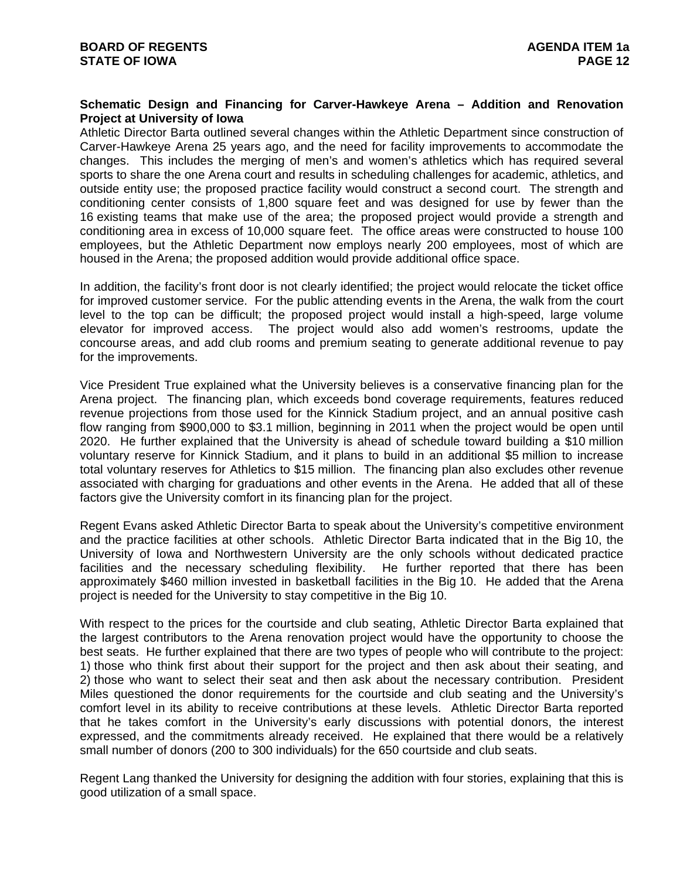**Schematic Design and Financing for Carver-Hawkeye Arena – Addition and Renovation Project at University of Iowa**

Athletic Director Barta outlined several changes within the Athletic Department since construction of Carver-Hawkeye Arena 25 years ago, and the need for facility improvements to accommodate the changes. This includes the merging of men's and women's athletics which has required several sports to share the one Arena court and results in scheduling challenges for academic, athletics, and outside entity use; the proposed practice facility would construct a second court. The strength and conditioning center consists of 1,800 square feet and was designed for use by fewer than the 16 existing teams that make use of the area; the proposed project would provide a strength and conditioning area in excess of 10,000 square feet. The office areas were constructed to house 100 employees, but the Athletic Department now employs nearly 200 employees, most of which are housed in the Arena; the proposed addition would provide additional office space.

In addition, the facility's front door is not clearly identified; the project would relocate the ticket office for improved customer service. For the public attending events in the Arena, the walk from the court level to the top can be difficult; the proposed project would install a high-speed, large volume elevator for improved access. The project would also add women's restrooms, update the concourse areas, and add club rooms and premium seating to generate additional revenue to pay for the improvements.

Vice President True explained what the University believes is a conservative financing plan for the Arena project. The financing plan, which exceeds bond coverage requirements, features reduced revenue projections from those used for the Kinnick Stadium project, and an annual positive cash flow ranging from $900,000 to $3.1 million, beginning in 2011 when the project would be open until 2020. He further explained that the University is ahead of schedule toward building a $10 million voluntary reserve for Kinnick Stadium, and it plans to build in an additional $5 million to increase total voluntary reserves for Athletics to $15 million. The financing plan also excludes other revenue associated with charging for graduations and other events in the Arena. He added that all of these factors give the University comfort in its financing plan for the project.

Regent Evans asked Athletic Director Barta to speak about the University's competitive environment and the practice facilities at other schools. Athletic Director Barta indicated that in the Big 10, the University of Iowa and Northwestern University are the only schools without dedicated practice facilities and the necessary scheduling flexibility. He further reported that there has been approximately $460 million invested in basketball facilities in the Big 10. He added that the Arena project is needed for the University to stay competitive in the Big 10.

With respect to the prices for the courtside and club seating, Athletic Director Barta explained that the largest contributors to the Arena renovation project would have the opportunity to choose the best seats. He further explained that there are two types of people who will contribute to the project: 1) those who think first about their support for the project and then ask about their seating, and 2) those who want to select their seat and then ask about the necessary contribution. President Miles questioned the donor requirements for the courtside and club seating and the University's comfort level in its ability to receive contributions at these levels. Athletic Director Barta reported that he takes comfort in the University's early discussions with potential donors, the interest expressed, and the commitments already received. He explained that there would be a relatively small number of donors (200 to 300 individuals) for the 650 courtside and club seats.

Regent Lang thanked the University for designing the addition with four stories, explaining that this is good utilization of a small space.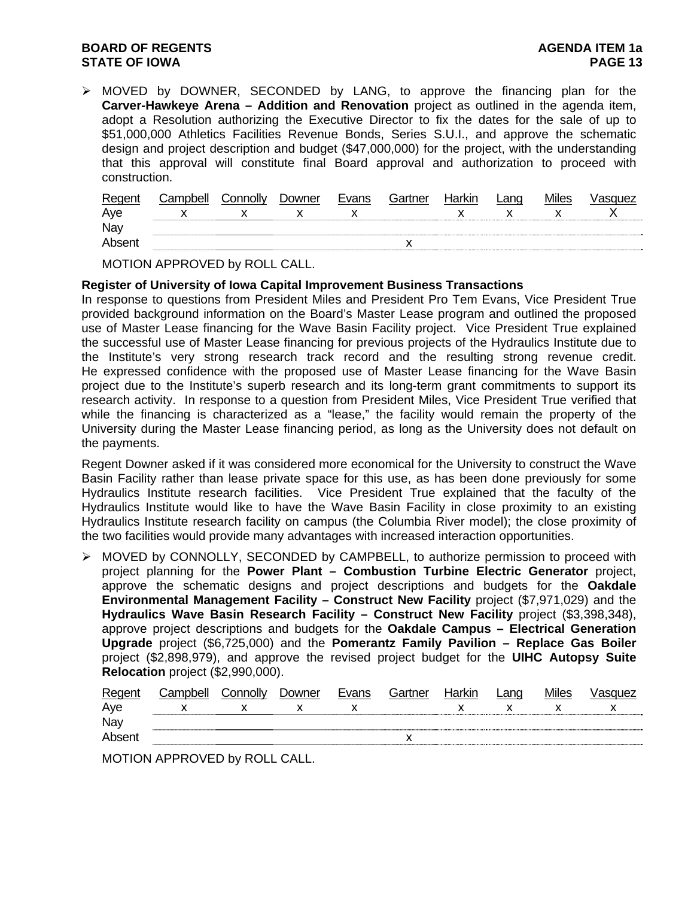- MOVED by DOWNER, SECONDED by LANG, to approve the financing plan for the **Carver-Hawkeye Arena – Addition and Renovation** project as outlined in the agenda item, adopt a Resolution authorizing the Executive Director to fix the dates for the sale of up to $51,000,000 Athletics Facilities Revenue Bonds, Series S.U.I., and approve the schematic design and project description and budget ($47,000,000) for the project, with the understanding that this approval will constitute final Board approval and authorization to proceed with construction.

| Regent | Campbell | Connolly | Downer | Evans | Gartner | Harkin | Lang | Miles | Vasquez |
|---|---|---|---|---|---|---|---|---|---|
| Aye | x | x | x | x | | x | x | x | X |
| Nay | | | | | | | | | |
| Absent | | | | | x | | | | |

MOTION APPROVED by ROLL CALL.

**Register of University of Iowa Capital Improvement Business Transactions**

In response to questions from President Miles and President Pro Tem Evans, Vice President True provided background information on the Board's Master Lease program and outlined the proposed use of Master Lease financing for the Wave Basin Facility project. Vice President True explained the successful use of Master Lease financing for previous projects of the Hydraulics Institute due to the Institute's very strong research track record and the resulting strong revenue credit. He expressed confidence with the proposed use of Master Lease financing for the Wave Basin project due to the Institute's superb research and its long-term grant commitments to support its research activity. In response to a question from President Miles, Vice President True verified that while the financing is characterized as a "lease," the facility would remain the property of the University during the Master Lease financing period, as long as the University does not default on the payments.

Regent Downer asked if it was considered more economical for the University to construct the Wave Basin Facility rather than lease private space for this use, as has been done previously for some Hydraulics Institute research facilities. Vice President True explained that the faculty of the Hydraulics Institute would like to have the Wave Basin Facility in close proximity to an existing Hydraulics Institute research facility on campus (the Columbia River model); the close proximity of the two facilities would provide many advantages with increased interaction opportunities.

- MOVED by CONNOLLY, SECONDED by CAMPBELL, to authorize permission to proceed with project planning for the **Power Plant – Combustion Turbine Electric Generator** project, approve the schematic designs and project descriptions and budgets for the **Oakdale Environmental Management Facility – Construct New Facility** project ($7,971,029) and the **Hydraulics Wave Basin Research Facility – Construct New Facility** project ($3,398,348), approve project descriptions and budgets for the **Oakdale Campus – Electrical Generation Upgrade** project ($6,725,000) and the **Pomerantz Family Pavilion – Replace Gas Boiler** project ($2,898,979), and approve the revised project budget for the **UIHC Autopsy Suite Relocation** project ($2,990,000).

| Regent | Campbell | Connolly | Downer | Evans | Gartner | Harkin | Lang | Miles | Vasquez |
|---|---|---|---|---|---|---|---|---|---|
| Aye | x | x | x | x | | x | x | x | x |
| Nay | | | | | | | | | |
| Absent | | | | | x | | | | |

MOTION APPROVED by ROLL CALL.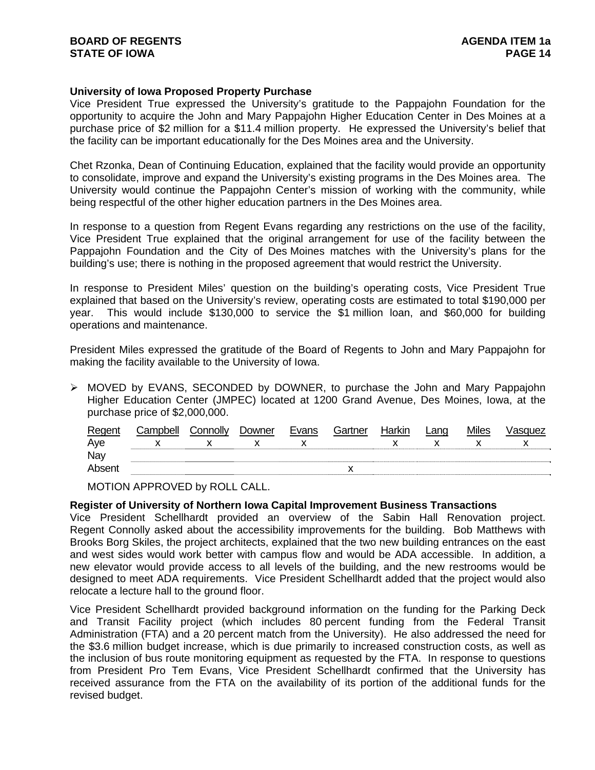**University of Iowa Proposed Property Purchase**

Vice President True expressed the University's gratitude to the Pappajohn Foundation for the opportunity to acquire the John and Mary Pappajohn Higher Education Center in Des Moines at a purchase price of $2 million for a $11.4 million property. He expressed the University's belief that the facility can be important educationally for the Des Moines area and the University.

Chet Rzonka, Dean of Continuing Education, explained that the facility would provide an opportunity to consolidate, improve and expand the University's existing programs in the Des Moines area. The University would continue the Pappajohn Center's mission of working with the community, while being respectful of the other higher education partners in the Des Moines area.

In response to a question from Regent Evans regarding any restrictions on the use of the facility, Vice President True explained that the original arrangement for use of the facility between the Pappajohn Foundation and the City of Des Moines matches with the University's plans for the building's use; there is nothing in the proposed agreement that would restrict the University.

In response to President Miles' question on the building's operating costs, Vice President True explained that based on the University's review, operating costs are estimated to total $190,000 per year. This would include $130,000 to service the $1 million loan, and $60,000 for building operations and maintenance.

President Miles expressed the gratitude of the Board of Regents to John and Mary Pappajohn for making the facility available to the University of Iowa.

- MOVED by EVANS, SECONDED by DOWNER, to purchase the John and Mary Pappajohn Higher Education Center (JMPEC) located at 1200 Grand Avenue, Des Moines, Iowa, at the purchase price of $2,000,000.

| Regent | Campbell | Connolly | Downer | Evans | Gartner | Harkin | Lang | Miles | Vasquez |
|---|---|---|---|---|---|---|---|---|---|
| Aye | x | x | x | x | | x | x | x | x |
| Nay | | | | | | | | | |
| Absent | | | | | x | | | | |

MOTION APPROVED by ROLL CALL.

**Register of University of Northern Iowa Capital Improvement Business Transactions**

Vice President Schellhardt provided an overview of the Sabin Hall Renovation project. Regent Connolly asked about the accessibility improvements for the building. Bob Matthews with Brooks Borg Skiles, the project architects, explained that the two new building entrances on the east and west sides would work better with campus flow and would be ADA accessible. In addition, a new elevator would provide access to all levels of the building, and the new restrooms would be designed to meet ADA requirements. Vice President Schellhardt added that the project would also relocate a lecture hall to the ground floor.

Vice President Schellhardt provided background information on the funding for the Parking Deck and Transit Facility project (which includes 80 percent funding from the Federal Transit Administration (FTA) and a 20 percent match from the University). He also addressed the need for the $3.6 million budget increase, which is due primarily to increased construction costs, as well as the inclusion of bus route monitoring equipment as requested by the FTA. In response to questions from President Pro Tem Evans, Vice President Schellhardt confirmed that the University has received assurance from the FTA on the availability of its portion of the additional funds for the revised budget.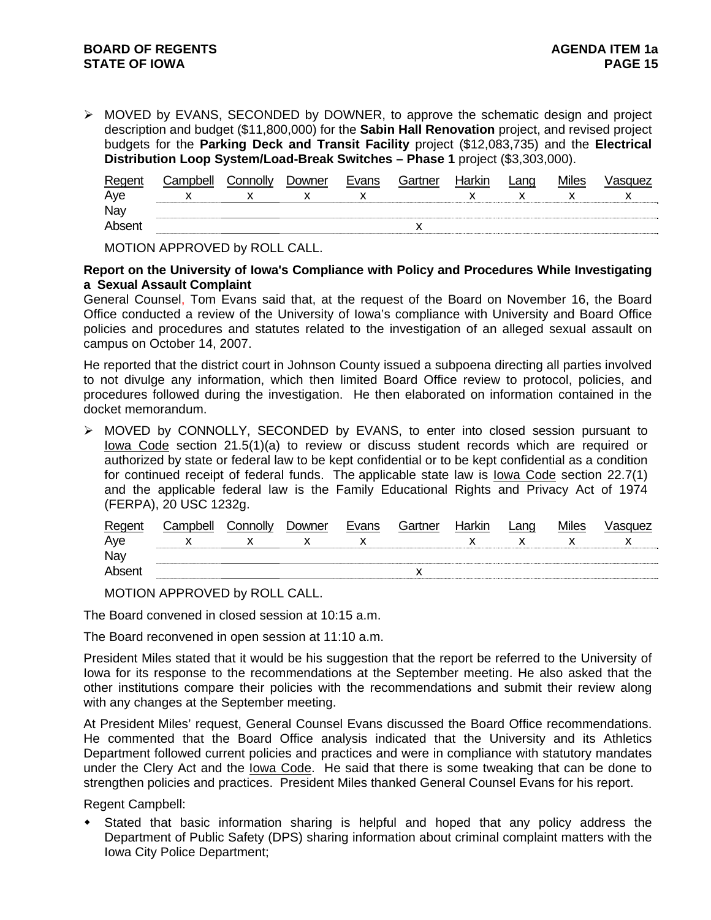➢ MOVED by EVANS, SECONDED by DOWNER, to approve the schematic design and project description and budget ($11,800,000) for the **Sabin Hall Renovation** project, and revised project budgets for the **Parking Deck and Transit Facility** project ($12,083,735) and the **Electrical Distribution Loop System/Load-Break Switches – Phase 1** project ($3,303,000).

| Regent | Campbell | Connolly | Downer | Evans | Gartner | Harkin | Lang | Miles | Vasquez |
|---|---|---|---|---|---|---|---|---|---|
| Aye | x | x | x | x | | x | x | x | x |
| Nay | | | | | | | | | |
| Absent | | | | | x | | | | |

MOTION APPROVED by ROLL CALL.

**Report on the University of Iowa's Compliance with Policy and Procedures While Investigating a Sexual Assault Complaint**

General Counsel, Tom Evans said that, at the request of the Board on November 16, the Board Office conducted a review of the University of Iowa's compliance with University and Board Office policies and procedures and statutes related to the investigation of an alleged sexual assault on campus on October 14, 2007.

He reported that the district court in Johnson County issued a subpoena directing all parties involved to not divulge any information, which then limited Board Office review to protocol, policies, and procedures followed during the investigation. He then elaborated on information contained in the docket memorandum.

➢ MOVED by CONNOLLY, SECONDED by EVANS, to enter into closed session pursuant to Iowa Code section 21.5(1)(a) to review or discuss student records which are required or authorized by state or federal law to be kept confidential or to be kept confidential as a condition for continued receipt of federal funds. The applicable state law is Iowa Code section 22.7(1) and the applicable federal law is the Family Educational Rights and Privacy Act of 1974 (FERPA), 20 USC 1232g.

| Regent | Campbell | Connolly | Downer | Evans | Gartner | Harkin | Lang | Miles | Vasquez |
|---|---|---|---|---|---|---|---|---|---|
| Aye | x | x | x | x | | x | x | x | x |
| Nay | | | | | | | | | |
| Absent | | | | | x | | | | |

MOTION APPROVED by ROLL CALL.

The Board convened in closed session at 10:15 a.m.

The Board reconvened in open session at 11:10 a.m.

President Miles stated that it would be his suggestion that the report be referred to the University of Iowa for its response to the recommendations at the September meeting. He also asked that the other institutions compare their policies with the recommendations and submit their review along with any changes at the September meeting.

At President Miles' request, General Counsel Evans discussed the Board Office recommendations. He commented that the Board Office analysis indicated that the University and its Athletics Department followed current policies and practices and were in compliance with statutory mandates under the Clery Act and the Iowa Code. He said that there is some tweaking that can be done to strengthen policies and practices. President Miles thanked General Counsel Evans for his report.

Regent Campbell:

- Stated that basic information sharing is helpful and hoped that any policy address the Department of Public Safety (DPS) sharing information about criminal complaint matters with the Iowa City Police Department;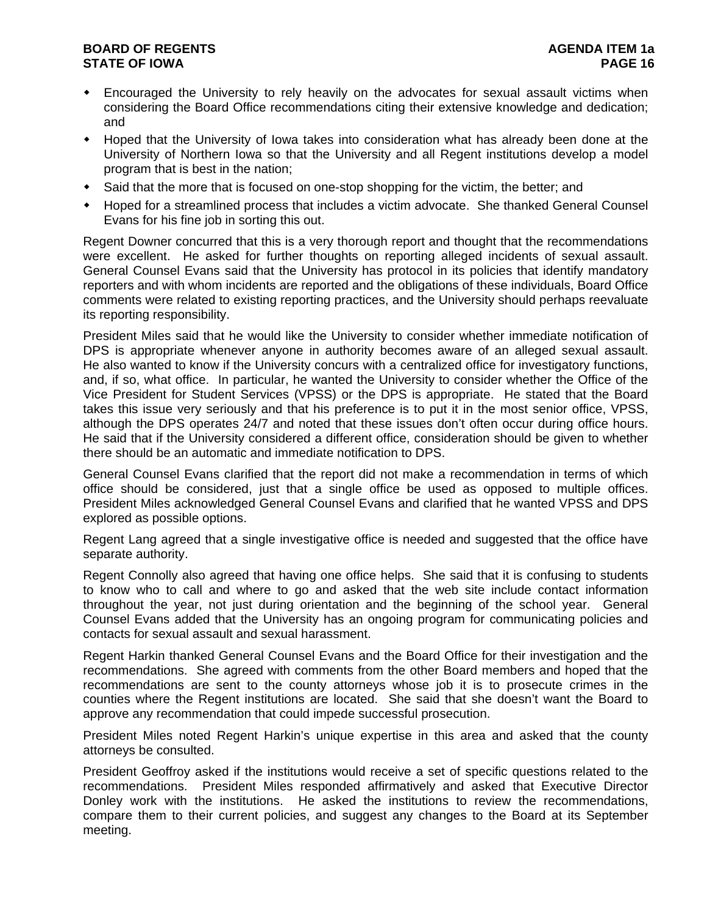- Encouraged the University to rely heavily on the advocates for sexual assault victims when considering the Board Office recommendations citing their extensive knowledge and dedication; and
- Hoped that the University of Iowa takes into consideration what has already been done at the University of Northern Iowa so that the University and all Regent institutions develop a model program that is best in the nation;
- Said that the more that is focused on one-stop shopping for the victim, the better; and
- Hoped for a streamlined process that includes a victim advocate. She thanked General Counsel Evans for his fine job in sorting this out.

Regent Downer concurred that this is a very thorough report and thought that the recommendations were excellent. He asked for further thoughts on reporting alleged incidents of sexual assault. General Counsel Evans said that the University has protocol in its policies that identify mandatory reporters and with whom incidents are reported and the obligations of these individuals, Board Office comments were related to existing reporting practices, and the University should perhaps reevaluate its reporting responsibility.

President Miles said that he would like the University to consider whether immediate notification of DPS is appropriate whenever anyone in authority becomes aware of an alleged sexual assault. He also wanted to know if the University concurs with a centralized office for investigatory functions, and, if so, what office. In particular, he wanted the University to consider whether the Office of the Vice President for Student Services (VPSS) or the DPS is appropriate. He stated that the Board takes this issue very seriously and that his preference is to put it in the most senior office, VPSS, although the DPS operates 24/7 and noted that these issues don't often occur during office hours. He said that if the University considered a different office, consideration should be given to whether there should be an automatic and immediate notification to DPS.

General Counsel Evans clarified that the report did not make a recommendation in terms of which office should be considered, just that a single office be used as opposed to multiple offices. President Miles acknowledged General Counsel Evans and clarified that he wanted VPSS and DPS explored as possible options.

Regent Lang agreed that a single investigative office is needed and suggested that the office have separate authority.

Regent Connolly also agreed that having one office helps. She said that it is confusing to students to know who to call and where to go and asked that the web site include contact information throughout the year, not just during orientation and the beginning of the school year. General Counsel Evans added that the University has an ongoing program for communicating policies and contacts for sexual assault and sexual harassment.

Regent Harkin thanked General Counsel Evans and the Board Office for their investigation and the recommendations. She agreed with comments from the other Board members and hoped that the recommendations are sent to the county attorneys whose job it is to prosecute crimes in the counties where the Regent institutions are located. She said that she doesn't want the Board to approve any recommendation that could impede successful prosecution.

President Miles noted Regent Harkin's unique expertise in this area and asked that the county attorneys be consulted.

President Geoffroy asked if the institutions would receive a set of specific questions related to the recommendations. President Miles responded affirmatively and asked that Executive Director Donley work with the institutions. He asked the institutions to review the recommendations, compare them to their current policies, and suggest any changes to the Board at its September meeting.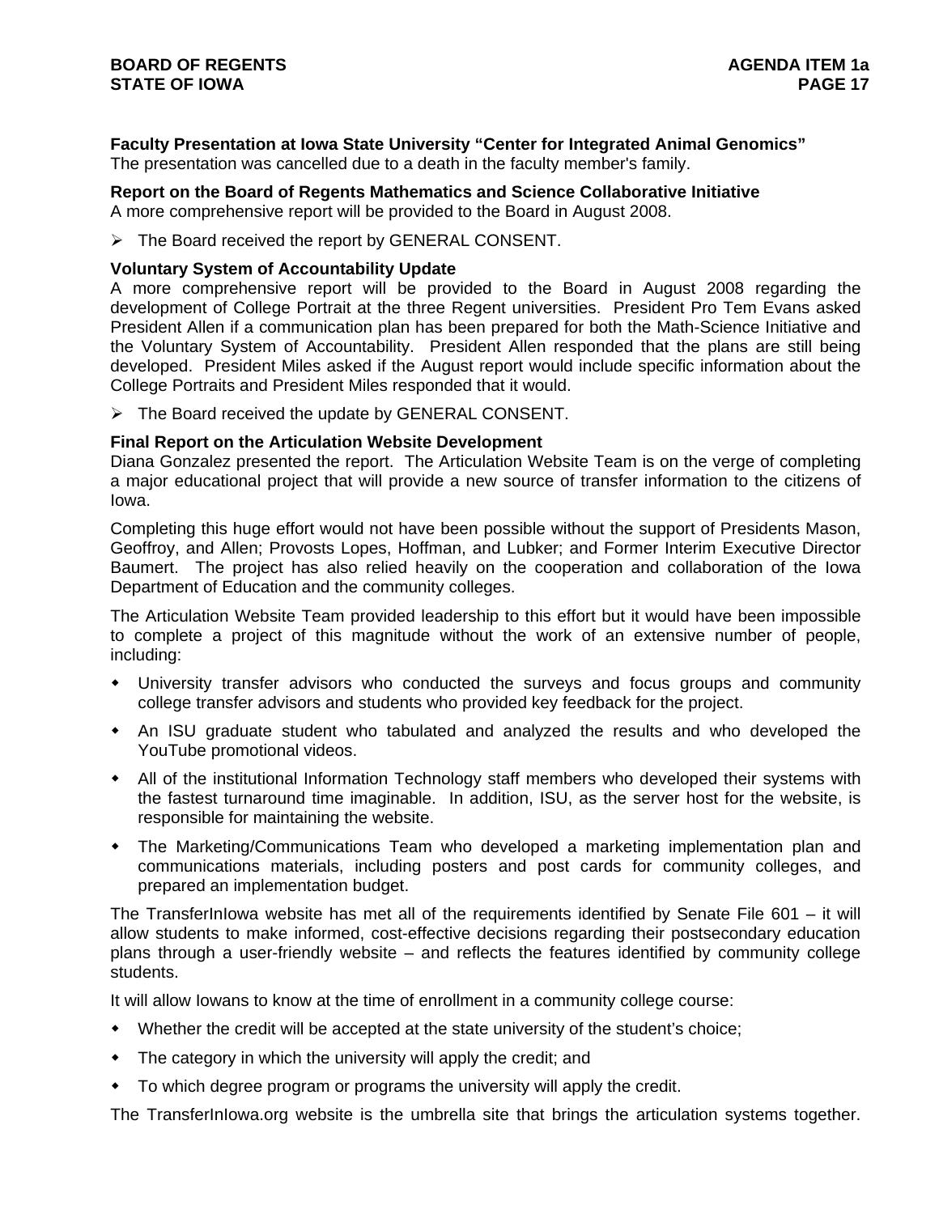**Faculty Presentation at Iowa State University "Center for Integrated Animal Genomics"**
The presentation was cancelled due to a death in the faculty member's family.

**Report on the Board of Regents Mathematics and Science Collaborative Initiative**
A more comprehensive report will be provided to the Board in August 2008.

- The Board received the report by GENERAL CONSENT.

**Voluntary System of Accountability Update**
A more comprehensive report will be provided to the Board in August 2008 regarding the development of College Portrait at the three Regent universities. President Pro Tem Evans asked President Allen if a communication plan has been prepared for both the Math-Science Initiative and the Voluntary System of Accountability. President Allen responded that the plans are still being developed. President Miles asked if the August report would include specific information about the College Portraits and President Miles responded that it would.

- The Board received the update by GENERAL CONSENT.

**Final Report on the Articulation Website Development**
Diana Gonzalez presented the report. The Articulation Website Team is on the verge of completing a major educational project that will provide a new source of transfer information to the citizens of Iowa.

Completing this huge effort would not have been possible without the support of Presidents Mason, Geoffroy, and Allen; Provosts Lopes, Hoffman, and Lubker; and Former Interim Executive Director Baumert. The project has also relied heavily on the cooperation and collaboration of the Iowa Department of Education and the community colleges.

The Articulation Website Team provided leadership to this effort but it would have been impossible to complete a project of this magnitude without the work of an extensive number of people, including:

- University transfer advisors who conducted the surveys and focus groups and community college transfer advisors and students who provided key feedback for the project.
- An ISU graduate student who tabulated and analyzed the results and who developed the YouTube promotional videos.
- All of the institutional Information Technology staff members who developed their systems with the fastest turnaround time imaginable. In addition, ISU, as the server host for the website, is responsible for maintaining the website.
- The Marketing/Communications Team who developed a marketing implementation plan and communications materials, including posters and post cards for community colleges, and prepared an implementation budget.

The TransferInIowa website has met all of the requirements identified by Senate File 601 – it will allow students to make informed, cost-effective decisions regarding their postsecondary education plans through a user-friendly website – and reflects the features identified by community college students.

It will allow Iowans to know at the time of enrollment in a community college course:

- Whether the credit will be accepted at the state university of the student's choice;
- The category in which the university will apply the credit; and
- To which degree program or programs the university will apply the credit.

The TransferInIowa.org website is the umbrella site that brings the articulation systems together.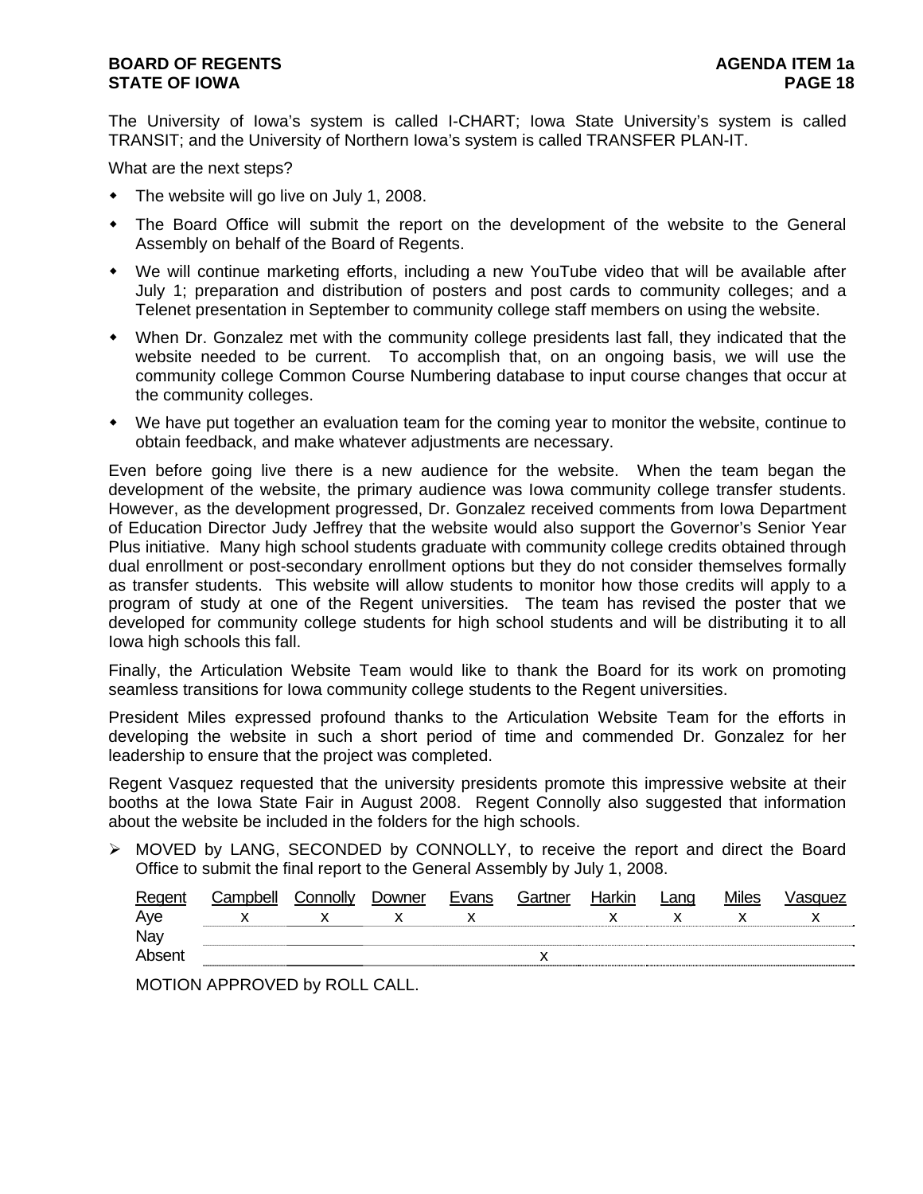The University of Iowa's system is called I-CHART; Iowa State University's system is called TRANSIT; and the University of Northern Iowa's system is called TRANSFER PLAN-IT.

What are the next steps?

- The website will go live on July 1, 2008.
- The Board Office will submit the report on the development of the website to the General Assembly on behalf of the Board of Regents.
- We will continue marketing efforts, including a new YouTube video that will be available after July 1; preparation and distribution of posters and post cards to community colleges; and a Telenet presentation in September to community college staff members on using the website.
- When Dr. Gonzalez met with the community college presidents last fall, they indicated that the website needed to be current. To accomplish that, on an ongoing basis, we will use the community college Common Course Numbering database to input course changes that occur at the community colleges.
- We have put together an evaluation team for the coming year to monitor the website, continue to obtain feedback, and make whatever adjustments are necessary.

Even before going live there is a new audience for the website. When the team began the development of the website, the primary audience was Iowa community college transfer students. However, as the development progressed, Dr. Gonzalez received comments from Iowa Department of Education Director Judy Jeffrey that the website would also support the Governor's Senior Year Plus initiative. Many high school students graduate with community college credits obtained through dual enrollment or post-secondary enrollment options but they do not consider themselves formally as transfer students. This website will allow students to monitor how those credits will apply to a program of study at one of the Regent universities. The team has revised the poster that we developed for community college students for high school students and will be distributing it to all Iowa high schools this fall.

Finally, the Articulation Website Team would like to thank the Board for its work on promoting seamless transitions for Iowa community college students to the Regent universities.

President Miles expressed profound thanks to the Articulation Website Team for the efforts in developing the website in such a short period of time and commended Dr. Gonzalez for her leadership to ensure that the project was completed.

Regent Vasquez requested that the university presidents promote this impressive website at their booths at the Iowa State Fair in August 2008. Regent Connolly also suggested that information about the website be included in the folders for the high schools.

➢ MOVED by LANG, SECONDED by CONNOLLY, to receive the report and direct the Board Office to submit the final report to the General Assembly by July 1, 2008.

| Regent | Campbell | Connolly | Downer | Evans | Gartner | Harkin | Lang | Miles | Vasquez |
|---|---|---|---|---|---|---|---|---|---|
| Aye | x | x | x | x | | x | x | x | x |
| Nay | | | | | | | | | |
| Absent | | | | | x | | | | |

MOTION APPROVED by ROLL CALL.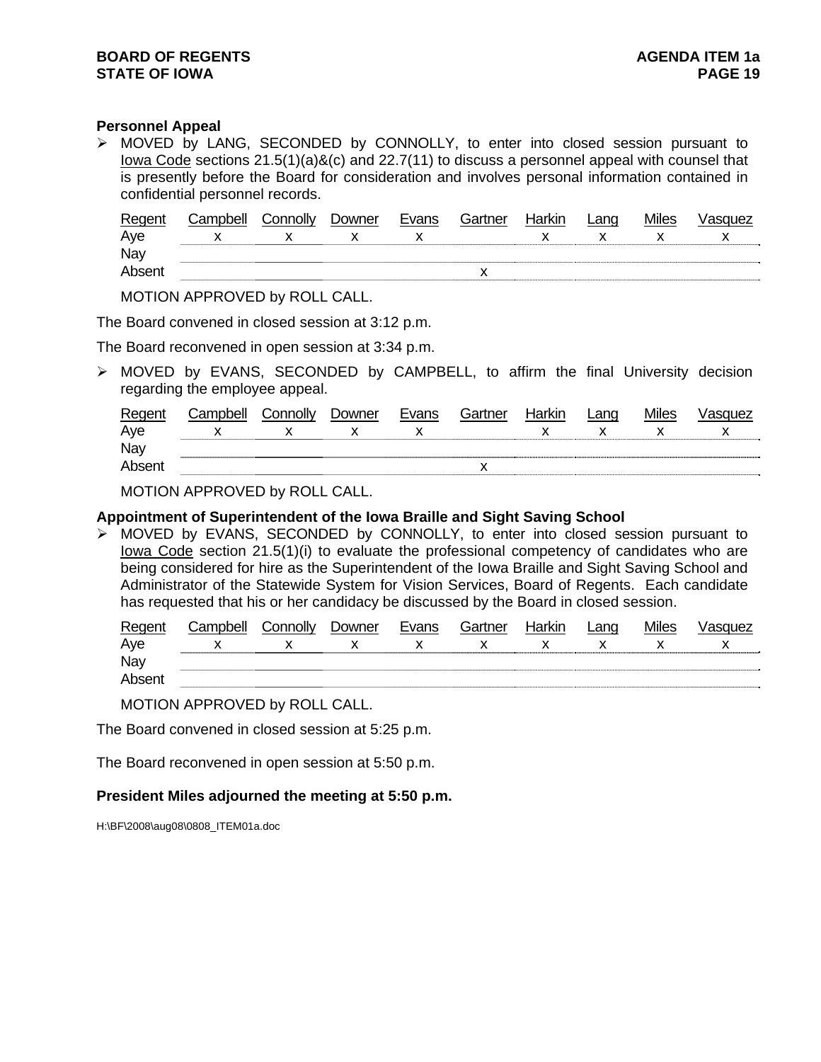**Personnel Appeal**

- MOVED by LANG, SECONDED by CONNOLLY, to enter into closed session pursuant to Iowa Code sections 21.5(1)(a)&(c) and 22.7(11) to discuss a personnel appeal with counsel that is presently before the Board for consideration and involves personal information contained in confidential personnel records.

| Regent | Campbell | Connolly | Downer | Evans | Gartner | Harkin | Lang | Miles | Vasquez |
|---|---|---|---|---|---|---|---|---|---|
| Aye | x | x | x | x | | x | x | x | x |
| Nay | | | | | | | | | |
| Absent | | | | | x | | | | |

MOTION APPROVED by ROLL CALL.

The Board convened in closed session at 3:12 p.m.

The Board reconvened in open session at 3:34 p.m.

- MOVED by EVANS, SECONDED by CAMPBELL, to affirm the final University decision regarding the employee appeal.

| Regent | Campbell | Connolly | Downer | Evans | Gartner | Harkin | Lang | Miles | Vasquez |
|---|---|---|---|---|---|---|---|---|---|
| Aye | x | x | x | x | | x | x | x | x |
| Nay | | | | | | | | | |
| Absent | | | | | x | | | | |

MOTION APPROVED by ROLL CALL.

**Appointment of Superintendent of the Iowa Braille and Sight Saving School**

- MOVED by EVANS, SECONDED by CONNOLLY, to enter into closed session pursuant to Iowa Code section 21.5(1)(i) to evaluate the professional competency of candidates who are being considered for hire as the Superintendent of the Iowa Braille and Sight Saving School and Administrator of the Statewide System for Vision Services, Board of Regents. Each candidate has requested that his or her candidacy be discussed by the Board in closed session.

| Regent | Campbell | Connolly | Downer | Evans | Gartner | Harkin | Lang | Miles | Vasquez |
|---|---|---|---|---|---|---|---|---|---|
| Aye | x | x | x | x | x | x | x | x | x |
| Nay | | | | | | | | | |
| Absent | | | | | | | | | |

MOTION APPROVED by ROLL CALL.

The Board convened in closed session at 5:25 p.m.

The Board reconvened in open session at 5:50 p.m.

**President Miles adjourned the meeting at 5:50 p.m.**

H:\BF\2008\aug08\0808_ITEM01a.doc